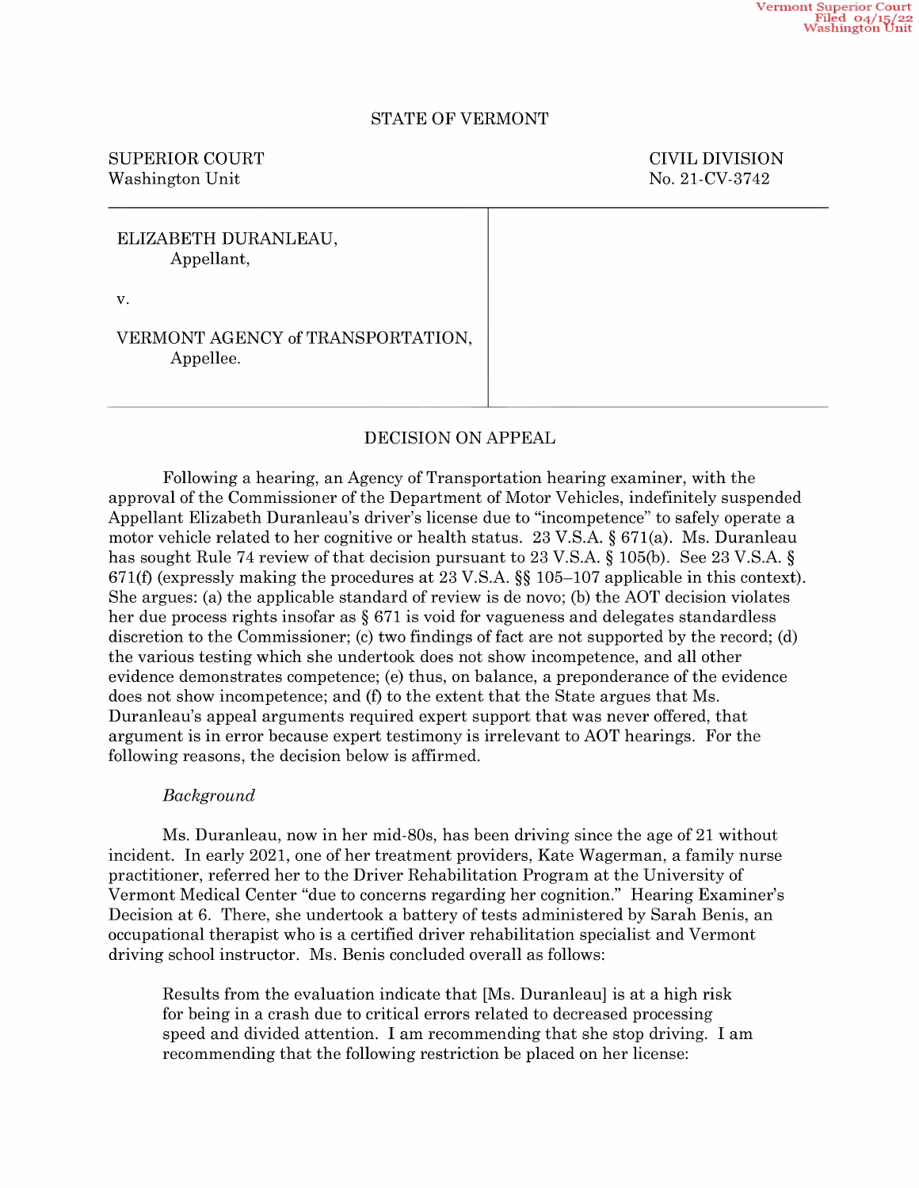Vermont Superior Court
Filed 04/15/22
Washington Unit

STATE OF VERMONT

| SUPERIOR COURT | CIVIL DIVISION |
|---|---|
| Washington Unit | No. 21-CV-3742 |

ELIZABETH DURANLEAU,
Appellant,

v.

VERMONT AGENCY of TRANSPORTATION,
Appellee.

DECISION ON APPEAL

Following a hearing, an Agency of Transportation hearing examiner, with the approval of the Commissioner of the Department of Motor Vehicles, indefinitely suspended Appellant Elizabeth Duranleau's driver's license due to "incompetence" to safely operate a motor vehicle related to her cognitive or health status. 23 V.S.A. § 671(a). Ms. Duranleau has sought Rule 74 review of that decision pursuant to 23 V.S.A. § 105(b). See 23 V.S.A. § 671(f) (expressly making the procedures at 23 V.S.A. §§ 105–107 applicable in this context). She argues: (a) the applicable standard of review is de novo; (b) the AOT decision violates her due process rights insofar as § 671 is void for vagueness and delegates standardless discretion to the Commissioner; (c) two findings of fact are not supported by the record; (d) the various testing which she undertook does not show incompetence, and all other evidence demonstrates competence; (e) thus, on balance, a preponderance of the evidence does not show incompetence; and (f) to the extent that the State argues that Ms. Duranleau's appeal arguments required expert support that was never offered, that argument is in error because expert testimony is irrelevant to AOT hearings. For the following reasons, the decision below is affirmed.

*Background*

Ms. Duranleau, now in her mid-80s, has been driving since the age of 21 without incident. In early 2021, one of her treatment providers, Kate Wagerman, a family nurse practitioner, referred her to the Driver Rehabilitation Program at the University of Vermont Medical Center "due to concerns regarding her cognition." Hearing Examiner's Decision at 6. There, she undertook a battery of tests administered by Sarah Benis, an occupational therapist who is a certified driver rehabilitation specialist and Vermont driving school instructor. Ms. Benis concluded overall as follows:

> Results from the evaluation indicate that [Ms. Duranleau] is at a high risk for being in a crash due to critical errors related to decreased processing speed and divided attention. I am recommending that she stop driving. I am recommending that the following restriction be placed on her license: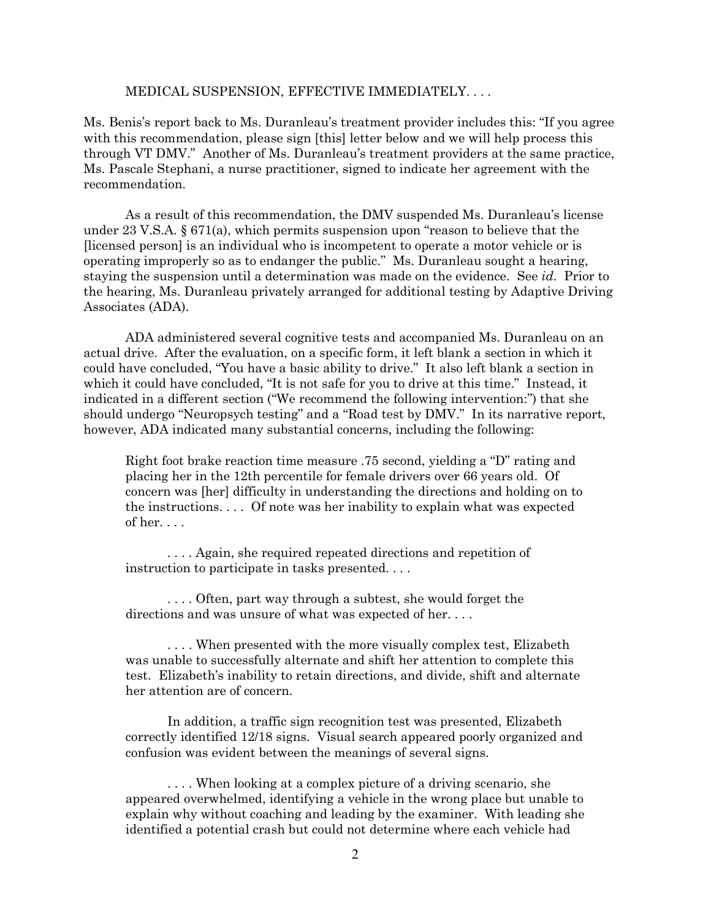MEDICAL SUSPENSION, EFFECTIVE IMMEDIATELY. . . .

Ms. Benis's report back to Ms. Duranleau's treatment provider includes this: "If you agree with this recommendation, please sign [this] letter below and we will help process this through VT DMV." Another of Ms. Duranleau's treatment providers at the same practice, Ms. Pascale Stephani, a nurse practitioner, signed to indicate her agreement with the recommendation.

As a result of this recommendation, the DMV suspended Ms. Duranleau's license under 23 V.S.A. § 671(a), which permits suspension upon "reason to believe that the [licensed person] is an individual who is incompetent to operate a motor vehicle or is operating improperly so as to endanger the public." Ms. Duranleau sought a hearing, staying the suspension until a determination was made on the evidence. See *id.* Prior to the hearing, Ms. Duranleau privately arranged for additional testing by Adaptive Driving Associates (ADA).

ADA administered several cognitive tests and accompanied Ms. Duranleau on an actual drive. After the evaluation, on a specific form, it left blank a section in which it could have concluded, "You have a basic ability to drive." It also left blank a section in which it could have concluded, "It is not safe for you to drive at this time." Instead, it indicated in a different section ("We recommend the following intervention:") that she should undergo "Neuropsych testing" and a "Road test by DMV." In its narrative report, however, ADA indicated many substantial concerns, including the following:

> Right foot brake reaction time measure .75 second, yielding a "D" rating and placing her in the 12th percentile for female drivers over 66 years old. Of concern was [her] difficulty in understanding the directions and holding on to the instructions. . . . Of note was her inability to explain what was expected of her. . . .
>
> . . . . Again, she required repeated directions and repetition of instruction to participate in tasks presented. . . .
>
> . . . . Often, part way through a subtest, she would forget the directions and was unsure of what was expected of her. . . .
>
> . . . . When presented with the more visually complex test, Elizabeth was unable to successfully alternate and shift her attention to complete this test. Elizabeth's inability to retain directions, and divide, shift and alternate her attention are of concern.
>
> In addition, a traffic sign recognition test was presented, Elizabeth correctly identified 12/18 signs. Visual search appeared poorly organized and confusion was evident between the meanings of several signs.
>
> . . . . When looking at a complex picture of a driving scenario, she appeared overwhelmed, identifying a vehicle in the wrong place but unable to explain why without coaching and leading by the examiner. With leading she identified a potential crash but could not determine where each vehicle had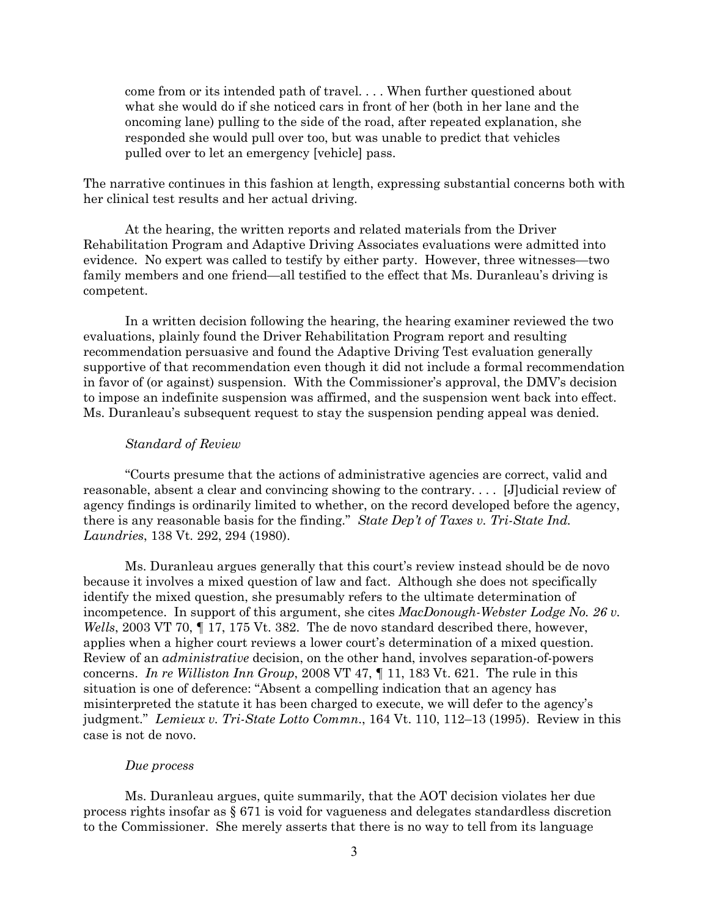> come from or its intended path of travel. . . . When further questioned about what she would do if she noticed cars in front of her (both in her lane and the oncoming lane) pulling to the side of the road, after repeated explanation, she responded she would pull over too, but was unable to predict that vehicles pulled over to let an emergency [vehicle] pass.

The narrative continues in this fashion at length, expressing substantial concerns both with her clinical test results and her actual driving.

At the hearing, the written reports and related materials from the Driver Rehabilitation Program and Adaptive Driving Associates evaluations were admitted into evidence. No expert was called to testify by either party. However, three witnesses—two family members and one friend—all testified to the effect that Ms. Duranleau's driving is competent.

In a written decision following the hearing, the hearing examiner reviewed the two evaluations, plainly found the Driver Rehabilitation Program report and resulting recommendation persuasive and found the Adaptive Driving Test evaluation generally supportive of that recommendation even though it did not include a formal recommendation in favor of (or against) suspension. With the Commissioner's approval, the DMV's decision to impose an indefinite suspension was affirmed, and the suspension went back into effect. Ms. Duranleau's subsequent request to stay the suspension pending appeal was denied.

*Standard of Review*

"Courts presume that the actions of administrative agencies are correct, valid and reasonable, absent a clear and convincing showing to the contrary. . . . [J]udicial review of agency findings is ordinarily limited to whether, on the record developed before the agency, there is any reasonable basis for the finding." *State Dep't of Taxes v. Tri-State Ind. Laundries*, 138 Vt. 292, 294 (1980).

Ms. Duranleau argues generally that this court's review instead should be de novo because it involves a mixed question of law and fact. Although she does not specifically identify the mixed question, she presumably refers to the ultimate determination of incompetence. In support of this argument, she cites *MacDonough-Webster Lodge No. 26 v. Wells*, 2003 VT 70, ¶ 17, 175 Vt. 382. The de novo standard described there, however, applies when a higher court reviews a lower court's determination of a mixed question. Review of an *administrative* decision, on the other hand, involves separation-of-powers concerns. *In re Williston Inn Group*, 2008 VT 47, ¶ 11, 183 Vt. 621. The rule in this situation is one of deference: "Absent a compelling indication that an agency has misinterpreted the statute it has been charged to execute, we will defer to the agency's judgment." *Lemieux v. Tri-State Lotto Commn.*, 164 Vt. 110, 112–13 (1995). Review in this case is not de novo.

*Due process*

Ms. Duranleau argues, quite summarily, that the AOT decision violates her due process rights insofar as § 671 is void for vagueness and delegates standardless discretion to the Commissioner. She merely asserts that there is no way to tell from its language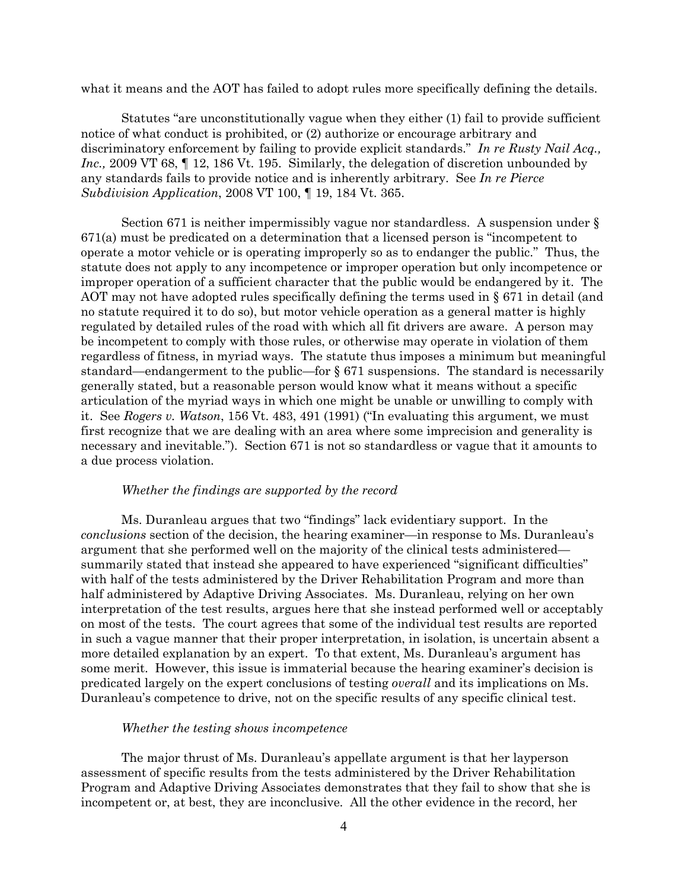what it means and the AOT has failed to adopt rules more specifically defining the details.

Statutes "are unconstitutionally vague when they either (1) fail to provide sufficient notice of what conduct is prohibited, or (2) authorize or encourage arbitrary and discriminatory enforcement by failing to provide explicit standards." *In re Rusty Nail Acq., Inc.,* 2009 VT 68, ¶ 12, 186 Vt. 195. Similarly, the delegation of discretion unbounded by any standards fails to provide notice and is inherently arbitrary. See *In re Pierce Subdivision Application*, 2008 VT 100, ¶ 19, 184 Vt. 365.

Section 671 is neither impermissibly vague nor standardless. A suspension under § 671(a) must be predicated on a determination that a licensed person is "incompetent to operate a motor vehicle or is operating improperly so as to endanger the public." Thus, the statute does not apply to any incompetence or improper operation but only incompetence or improper operation of a sufficient character that the public would be endangered by it. The AOT may not have adopted rules specifically defining the terms used in § 671 in detail (and no statute required it to do so), but motor vehicle operation as a general matter is highly regulated by detailed rules of the road with which all fit drivers are aware. A person may be incompetent to comply with those rules, or otherwise may operate in violation of them regardless of fitness, in myriad ways. The statute thus imposes a minimum but meaningful standard—endangerment to the public—for § 671 suspensions. The standard is necessarily generally stated, but a reasonable person would know what it means without a specific articulation of the myriad ways in which one might be unable or unwilling to comply with it. See *Rogers v. Watson*, 156 Vt. 483, 491 (1991) ("In evaluating this argument, we must first recognize that we are dealing with an area where some imprecision and generality is necessary and inevitable."). Section 671 is not so standardless or vague that it amounts to a due process violation.

*Whether the findings are supported by the record*

Ms. Duranleau argues that two "findings" lack evidentiary support. In the *conclusions* section of the decision, the hearing examiner—in response to Ms. Duranleau's argument that she performed well on the majority of the clinical tests administered—summarily stated that instead she appeared to have experienced "significant difficulties" with half of the tests administered by the Driver Rehabilitation Program and more than half administered by Adaptive Driving Associates. Ms. Duranleau, relying on her own interpretation of the test results, argues here that she instead performed well or acceptably on most of the tests. The court agrees that some of the individual test results are reported in such a vague manner that their proper interpretation, in isolation, is uncertain absent a more detailed explanation by an expert. To that extent, Ms. Duranleau's argument has some merit. However, this issue is immaterial because the hearing examiner's decision is predicated largely on the expert conclusions of testing *overall* and its implications on Ms. Duranleau's competence to drive, not on the specific results of any specific clinical test.

*Whether the testing shows incompetence*

The major thrust of Ms. Duranleau's appellate argument is that her layperson assessment of specific results from the tests administered by the Driver Rehabilitation Program and Adaptive Driving Associates demonstrates that they fail to show that she is incompetent or, at best, they are inconclusive. All the other evidence in the record, her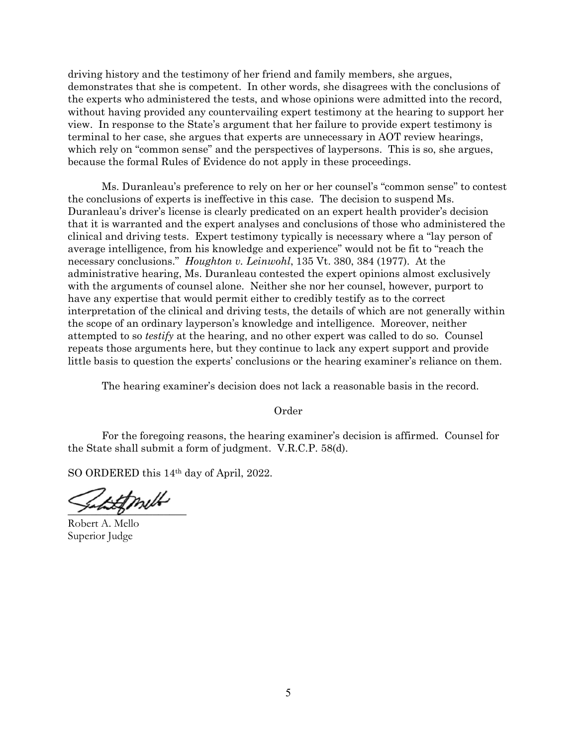driving history and the testimony of her friend and family members, she argues, demonstrates that she is competent. In other words, she disagrees with the conclusions of the experts who administered the tests, and whose opinions were admitted into the record, without having provided any countervailing expert testimony at the hearing to support her view. In response to the State's argument that her failure to provide expert testimony is terminal to her case, she argues that experts are unnecessary in AOT review hearings, which rely on "common sense" and the perspectives of laypersons. This is so, she argues, because the formal Rules of Evidence do not apply in these proceedings.

Ms. Duranleau's preference to rely on her or her counsel's "common sense" to contest the conclusions of experts is ineffective in this case. The decision to suspend Ms. Duranleau's driver's license is clearly predicated on an expert health provider's decision that it is warranted and the expert analyses and conclusions of those who administered the clinical and driving tests. Expert testimony typically is necessary where a "lay person of average intelligence, from his knowledge and experience" would not be fit to "reach the necessary conclusions." *Houghton v. Leinwohl*, 135 Vt. 380, 384 (1977). At the administrative hearing, Ms. Duranleau contested the expert opinions almost exclusively with the arguments of counsel alone. Neither she nor her counsel, however, purport to have any expertise that would permit either to credibly testify as to the correct interpretation of the clinical and driving tests, the details of which are not generally within the scope of an ordinary layperson's knowledge and intelligence. Moreover, neither attempted to so *testify* at the hearing, and no other expert was called to do so. Counsel repeats those arguments here, but they continue to lack any expert support and provide little basis to question the experts' conclusions or the hearing examiner's reliance on them.

The hearing examiner's decision does not lack a reasonable basis in the record.

## Order

For the foregoing reasons, the hearing examiner's decision is affirmed. Counsel for the State shall submit a form of judgment. V.R.C.P. 58(d).

SO ORDERED this 14th day of April, 2022.

Robert A. Mello
Superior Judge